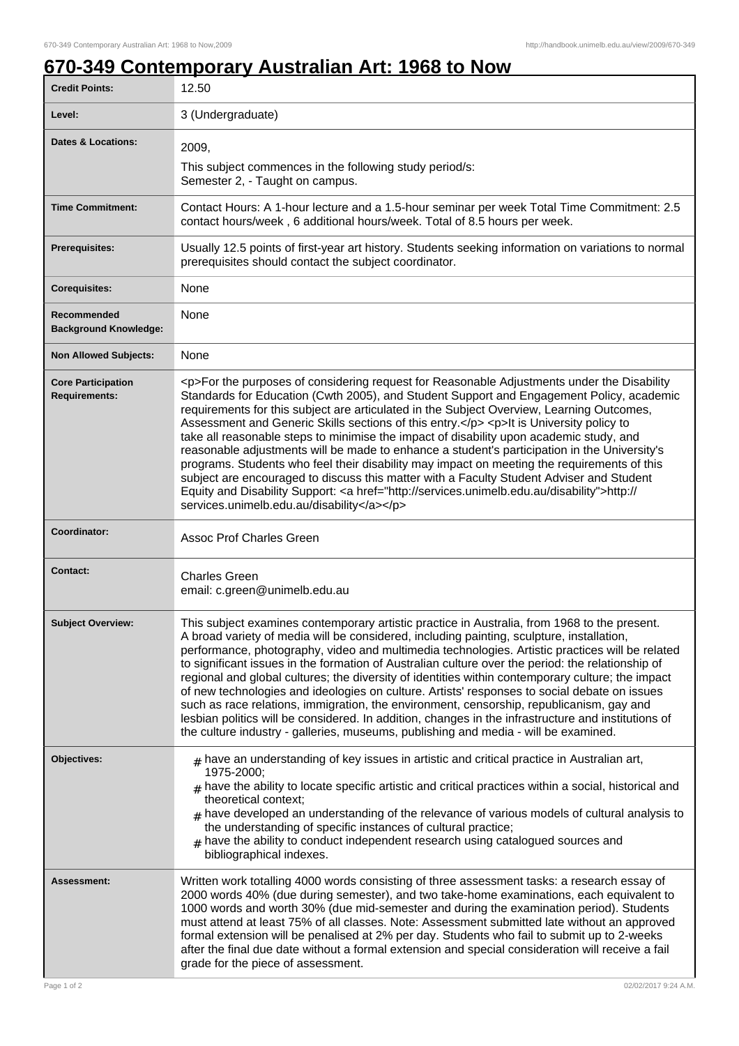# 670-349 Contemporary Australian Art: 1968 to Now

| | |
|---|---|
| **Credit Points:** | 12.50 |
| **Level:** | 3 (Undergraduate) |
| **Dates & Locations:** | 2009,<br>This subject commences in the following study period/s:<br>Semester 2, - Taught on campus. |
| **Time Commitment:** | Contact Hours: A 1-hour lecture and a 1.5-hour seminar per week Total Time Commitment: 2.5 contact hours/week , 6 additional hours/week. Total of 8.5 hours per week. |
| **Prerequisites:** | Usually 12.5 points of first-year art history. Students seeking information on variations to normal prerequisites should contact the subject coordinator. |
| **Corequisites:** | None |
| **Recommended Background Knowledge:** | None |
| **Non Allowed Subjects:** | None |
| **Core Participation Requirements:** | <p>For the purposes of considering request for Reasonable Adjustments under the Disability Standards for Education (Cwth 2005), and Student Support and Engagement Policy, academic requirements for this subject are articulated in the Subject Overview, Learning Outcomes, Assessment and Generic Skills sections of this entry.</p> <p>It is University policy to take all reasonable steps to minimise the impact of disability upon academic study, and reasonable adjustments will be made to enhance a student's participation in the University's programs. Students who feel their disability may impact on meeting the requirements of this subject are encouraged to discuss this matter with a Faculty Student Adviser and Student Equity and Disability Support: <a href="http://services.unimelb.edu.au/disability">http://services.unimelb.edu.au/disability</a></p> |
| **Coordinator:** | Assoc Prof Charles Green |
| **Contact:** | Charles Green<br>email: c.green@unimelb.edu.au |
| **Subject Overview:** | This subject examines contemporary artistic practice in Australia, from 1968 to the present. A broad variety of media will be considered, including painting, sculpture, installation, performance, photography, video and multimedia technologies. Artistic practices will be related to significant issues in the formation of Australian culture over the period: the relationship of regional and global cultures; the diversity of identities within contemporary culture; the impact of new technologies and ideologies on culture. Artists' responses to social debate on issues such as race relations, immigration, the environment, censorship, republicanism, gay and lesbian politics will be considered. In addition, changes in the infrastructure and institutions of the culture industry - galleries, museums, publishing and media - will be examined. |
| **Objectives:** | # have an understanding of key issues in artistic and critical practice in Australian art, 1975-2000;<br># have the ability to locate specific artistic and critical practices within a social, historical and theoretical context;<br># have developed an understanding of the relevance of various models of cultural analysis to the understanding of specific instances of cultural practice;<br># have the ability to conduct independent research using catalogued sources and bibliographical indexes. |
| **Assessment:** | Written work totalling 4000 words consisting of three assessment tasks: a research essay of 2000 words 40% (due during semester), and two take-home examinations, each equivalent to 1000 words and worth 30% (due mid-semester and during the examination period). Students must attend at least 75% of all classes. Note: Assessment submitted late without an approved formal extension will be penalised at 2% per day. Students who fail to submit up to 2-weeks after the final due date without a formal extension and special consideration will receive a fail grade for the piece of assessment. |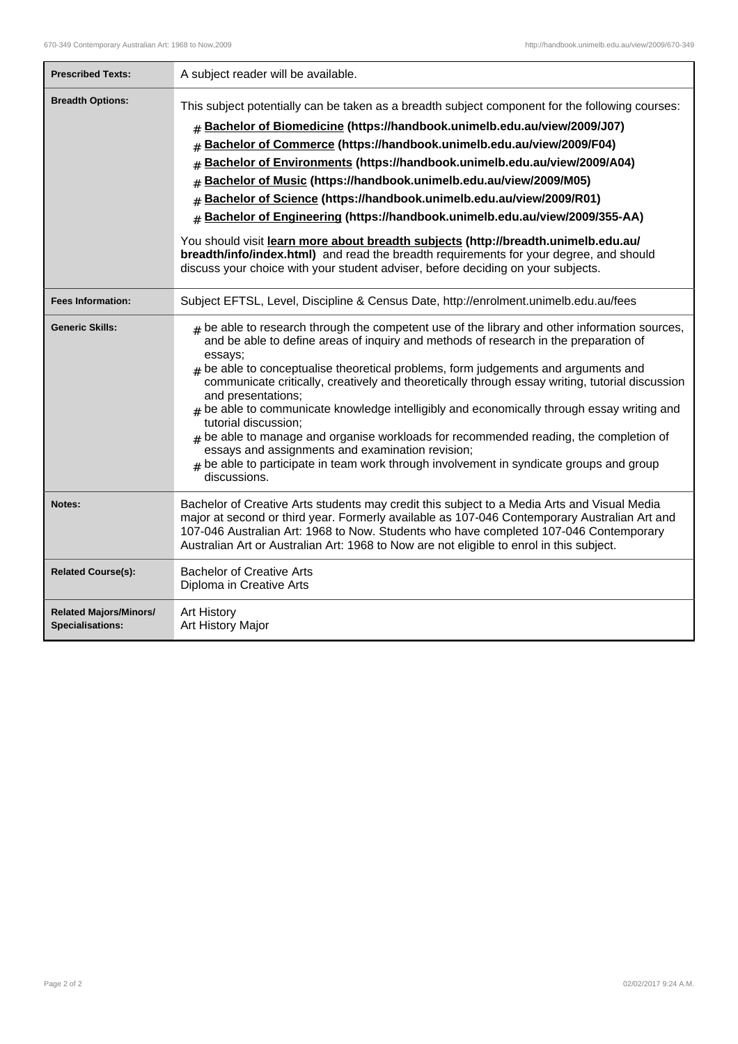| | |
|---|---|
| **Prescribed Texts:** | A subject reader will be available. |
| **Breadth Options:** | This subject potentially can be taken as a breadth subject component for the following courses:<br># **Bachelor of Biomedicine (https://handbook.unimelb.edu.au/view/2009/J07)**<br># **Bachelor of Commerce (https://handbook.unimelb.edu.au/view/2009/F04)**<br># **Bachelor of Environments (https://handbook.unimelb.edu.au/view/2009/A04)**<br># **Bachelor of Music (https://handbook.unimelb.edu.au/view/2009/M05)**<br># **Bachelor of Science (https://handbook.unimelb.edu.au/view/2009/R01)**<br># **Bachelor of Engineering (https://handbook.unimelb.edu.au/view/2009/355-AA)**<br>You should visit **learn more about breadth subjects (http://breadth.unimelb.edu.au/breadth/info/index.html)** and read the breadth requirements for your degree, and should discuss your choice with your student adviser, before deciding on your subjects. |
| **Fees Information:** | Subject EFTSL, Level, Discipline & Census Date, http://enrolment.unimelb.edu.au/fees |
| **Generic Skills:** | # be able to research through the competent use of the library and other information sources, and be able to define areas of inquiry and methods of research in the preparation of essays;<br># be able to conceptualise theoretical problems, form judgements and arguments and communicate critically, creatively and theoretically through essay writing, tutorial discussion and presentations;<br># be able to communicate knowledge intelligibly and economically through essay writing and tutorial discussion;<br># be able to manage and organise workloads for recommended reading, the completion of essays and assignments and examination revision;<br># be able to participate in team work through involvement in syndicate groups and group discussions. |
| **Notes:** | Bachelor of Creative Arts students may credit this subject to a Media Arts and Visual Media major at second or third year. Formerly available as 107-046 Contemporary Australian Art and 107-046 Australian Art: 1968 to Now. Students who have completed 107-046 Contemporary Australian Art or Australian Art: 1968 to Now are not eligible to enrol in this subject. |
| **Related Course(s):** | Bachelor of Creative Arts<br>Diploma in Creative Arts |
| **Related Majors/Minors/ Specialisations:** | Art History<br>Art History Major |